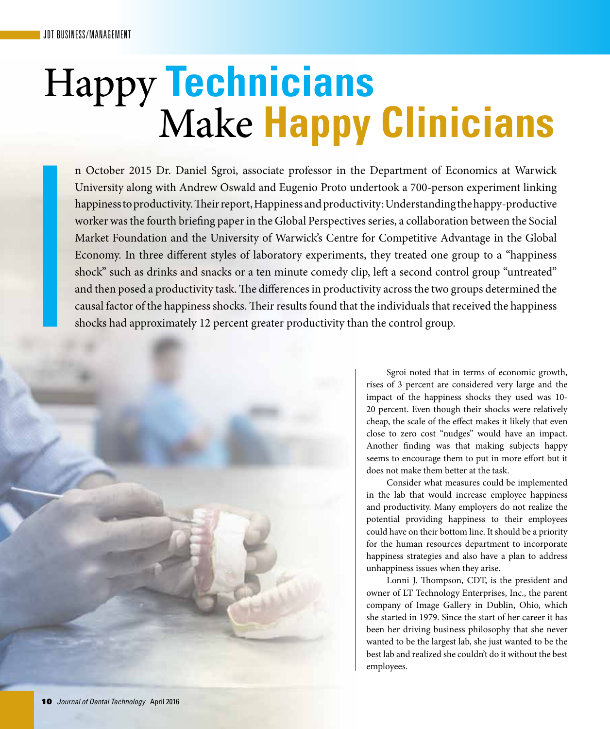# Happy Technicians Make Happy Clinicians

In October 2015 Dr. Daniel Sgroi, associate professor in the Department of Economics at Warwick University along with Andrew Oswald and Eugenio Proto undertook a 700-person experiment linking happiness to productivity. Their report, Happiness and productivity: Understanding the happy-productive worker was the fourth briefing paper in the Global Perspectives series, a collaboration between the Social Market Foundation and the University of Warwick's Centre for Competitive Advantage in the Global Economy. In three different styles of laboratory experiments, they treated one group to a "happiness shock" such as drinks and snacks or a ten minute comedy clip, left a second control group "untreated" and then posed a productivity task. The differences in productivity across the two groups determined the causal factor of the happiness shocks. Their results found that the individuals that received the happiness shocks had approximately 12 percent greater productivity than the control group.

Sgroi noted that in terms of economic growth, rises of 3 percent are considered very large and the impact of the happiness shocks they used was 10-20 percent. Even though their shocks were relatively cheap, the scale of the effect makes it likely that even close to zero cost "nudges" would have an impact. Another finding was that making subjects happy seems to encourage them to put in more effort but it does not make them better at the task.

Consider what measures could be implemented in the lab that would increase employee happiness and productivity. Many employers do not realize the potential providing happiness to their employees could have on their bottom line. It should be a priority for the human resources department to incorporate happiness strategies and also have a plan to address unhappiness issues when they arise.

Lonni J. Thompson, CDT, is the president and owner of LT Technology Enterprises, Inc., the parent company of Image Gallery in Dublin, Ohio, which she started in 1979. Since the start of her career it has been her driving business philosophy that she never wanted to be the largest lab, she just wanted to be the best lab and realized she couldn't do it without the best employees.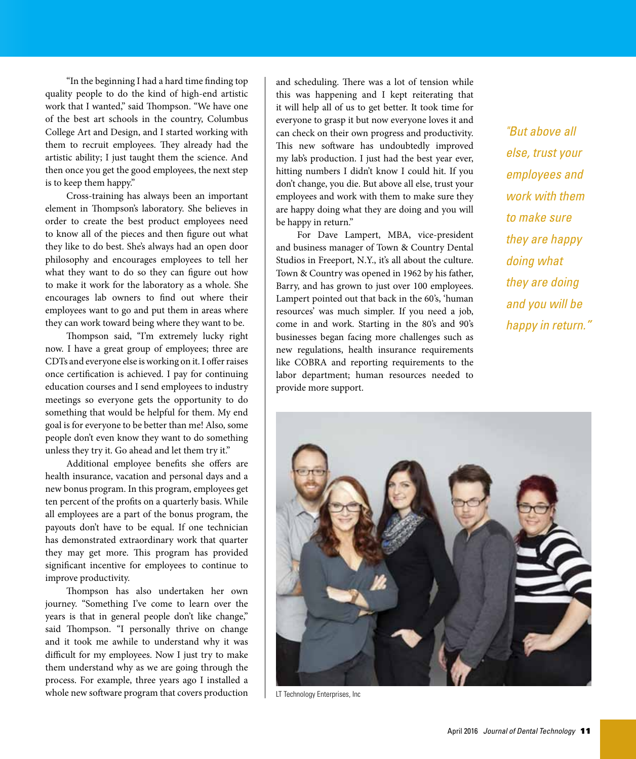"In the beginning I had a hard time finding top quality people to do the kind of high-end artistic work that I wanted," said Thompson. "We have one of the best art schools in the country, Columbus College Art and Design, and I started working with them to recruit employees. They already had the artistic ability; I just taught them the science. And then once you get the good employees, the next step is to keep them happy."

Cross-training has always been an important element in Thompson's laboratory. She believes in order to create the best product employees need to know all of the pieces and then figure out what they like to do best. She's always had an open door philosophy and encourages employees to tell her what they want to do so they can figure out how to make it work for the laboratory as a whole. She encourages lab owners to find out where their employees want to go and put them in areas where they can work toward being where they want to be.

Thompson said, "I'm extremely lucky right now. I have a great group of employees; three are CDTs and everyone else is working on it. I offer raises once certification is achieved. I pay for continuing education courses and I send employees to industry meetings so everyone gets the opportunity to do something that would be helpful for them. My end goal is for everyone to be better than me! Also, some people don't even know they want to do something unless they try it. Go ahead and let them try it."

Additional employee benefits she offers are health insurance, vacation and personal days and a new bonus program. In this program, employees get ten percent of the profits on a quarterly basis. While all employees are a part of the bonus program, the payouts don't have to be equal. If one technician has demonstrated extraordinary work that quarter they may get more. This program has provided significant incentive for employees to continue to improve productivity.

Thompson has also undertaken her own journey. "Something I've come to learn over the years is that in general people don't like change," said Thompson. "I personally thrive on change and it took me awhile to understand why it was difficult for my employees. Now I just try to make them understand why as we are going through the process. For example, three years ago I installed a whole new software program that covers production and scheduling. There was a lot of tension while this was happening and I kept reiterating that it will help all of us to get better. It took time for everyone to grasp it but now everyone loves it and can check on their own progress and productivity. This new software has undoubtedly improved my lab's production. I just had the best year ever, hitting numbers I didn't know I could hit. If you don't change, you die. But above all else, trust your employees and work with them to make sure they are happy doing what they are doing and you will be happy in return."

*"But above all else, trust your employees and work with them to make sure they are happy doing what they are doing and you will be happy in return."*

For Dave Lampert, MBA, vice-president and business manager of Town & Country Dental Studios in Freeport, N.Y., it's all about the culture. Town & Country was opened in 1962 by his father, Barry, and has grown to just over 100 employees. Lampert pointed out that back in the 60's, 'human resources' was much simpler. If you need a job, come in and work. Starting in the 80's and 90's businesses began facing more challenges such as new regulations, health insurance requirements like COBRA and reporting requirements to the labor department; human resources needed to provide more support.

LT Technology Enterprises, Inc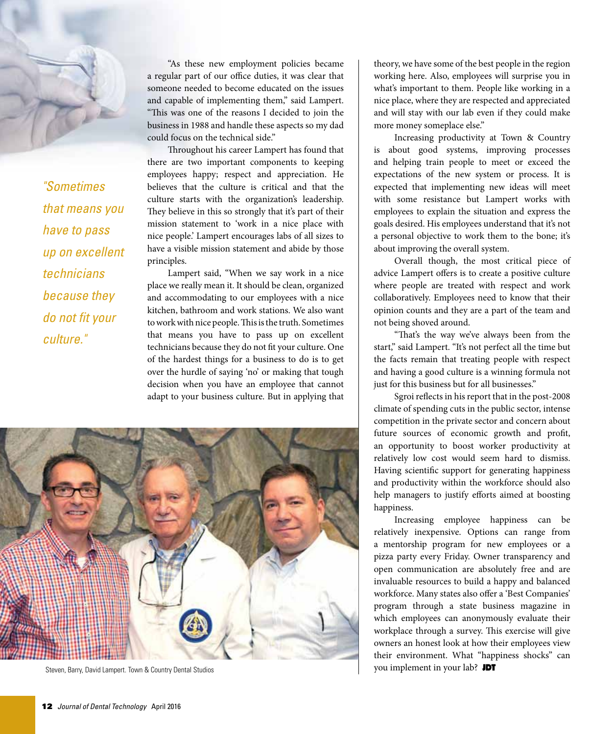"As these new employment policies became a regular part of our office duties, it was clear that someone needed to become educated on the issues and capable of implementing them," said Lampert. "This was one of the reasons I decided to join the business in 1988 and handle these aspects so my dad could focus on the technical side."

*"Sometimes that means you have to pass up on excellent technicians because they do not fit your culture."*

Throughout his career Lampert has found that there are two important components to keeping employees happy; respect and appreciation. He believes that the culture is critical and that the culture starts with the organization's leadership. They believe in this so strongly that it's part of their mission statement to 'work in a nice place with nice people.' Lampert encourages labs of all sizes to have a visible mission statement and abide by those principles.

Lampert said, "When we say work in a nice place we really mean it. It should be clean, organized and accommodating to our employees with a nice kitchen, bathroom and work stations. We also want to work with nice people. This is the truth. Sometimes that means you have to pass up on excellent technicians because they do not fit your culture. One of the hardest things for a business to do is to get over the hurdle of saying 'no' or making that tough decision when you have an employee that cannot adapt to your business culture. But in applying that theory, we have some of the best people in the region working here. Also, employees will surprise you in what's important to them. People like working in a nice place, where they are respected and appreciated and will stay with our lab even if they could make more money someplace else."

Steven, Barry, David Lampert. Town & Country Dental Studios

Increasing productivity at Town & Country is about good systems, improving processes and helping train people to meet or exceed the expectations of the new system or process. It is expected that implementing new ideas will meet with some resistance but Lampert works with employees to explain the situation and express the goals desired. His employees understand that it's not a personal objective to work them to the bone; it's about improving the overall system.

Overall though, the most critical piece of advice Lampert offers is to create a positive culture where people are treated with respect and work collaboratively. Employees need to know that their opinion counts and they are a part of the team and not being shoved around.

"That's the way we've always been from the start," said Lampert. "It's not perfect all the time but the facts remain that treating people with respect and having a good culture is a winning formula not just for this business but for all businesses."

Sgroi reflects in his report that in the post-2008 climate of spending cuts in the public sector, intense competition in the private sector and concern about future sources of economic growth and profit, an opportunity to boost worker productivity at relatively low cost would seem hard to dismiss. Having scientific support for generating happiness and productivity within the workforce should also help managers to justify efforts aimed at boosting happiness.

Increasing employee happiness can be relatively inexpensive. Options can range from a mentorship program for new employees or a pizza party every Friday. Owner transparency and open communication are absolutely free and are invaluable resources to build a happy and balanced workforce. Many states also offer a 'Best Companies' program through a state business magazine in which employees can anonymously evaluate their workplace through a survey. This exercise will give owners an honest look at how their employees view their environment. What "happiness shocks" can you implement in your lab? **JDT**